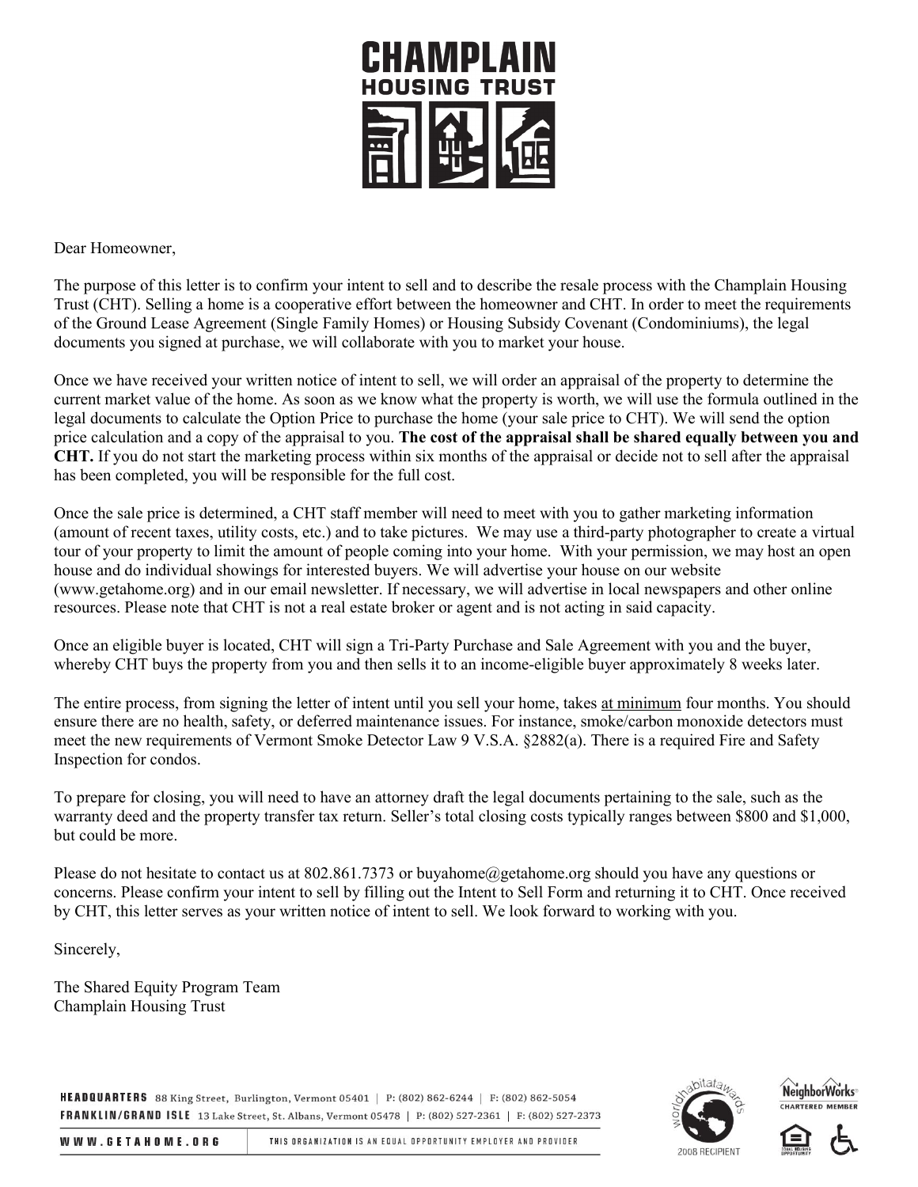# CHAMPLAIN HOUSING TRUST

Dear Homeowner,

The purpose of this letter is to confirm your intent to sell and to describe the resale process with the Champlain Housing Trust (CHT). Selling a home is a cooperative effort between the homeowner and CHT. In order to meet the requirements of the Ground Lease Agreement (Single Family Homes) or Housing Subsidy Covenant (Condominiums), the legal documents you signed at purchase, we will collaborate with you to market your house.

Once we have received your written notice of intent to sell, we will order an appraisal of the property to determine the current market value of the home. As soon as we know what the property is worth, we will use the formula outlined in the legal documents to calculate the Option Price to purchase the home (your sale price to CHT). We will send the option price calculation and a copy of the appraisal to you. **The cost of the appraisal shall be shared equally between you and CHT.** If you do not start the marketing process within six months of the appraisal or decide not to sell after the appraisal has been completed, you will be responsible for the full cost.

Once the sale price is determined, a CHT staff member will need to meet with you to gather marketing information (amount of recent taxes, utility costs, etc.) and to take pictures. We may use a third-party photographer to create a virtual tour of your property to limit the amount of people coming into your home. With your permission, we may host an open house and do individual showings for interested buyers. We will advertise your house on our website (www.getahome.org) and in our email newsletter. If necessary, we will advertise in local newspapers and other online resources. Please note that CHT is not a real estate broker or agent and is not acting in said capacity.

Once an eligible buyer is located, CHT will sign a Tri-Party Purchase and Sale Agreement with you and the buyer, whereby CHT buys the property from you and then sells it to an income-eligible buyer approximately 8 weeks later.

The entire process, from signing the letter of intent until you sell your home, takes at minimum four months. You should ensure there are no health, safety, or deferred maintenance issues. For instance, smoke/carbon monoxide detectors must meet the new requirements of Vermont Smoke Detector Law 9 V.S.A. §2882(a). There is a required Fire and Safety Inspection for condos.

To prepare for closing, you will need to have an attorney draft the legal documents pertaining to the sale, such as the warranty deed and the property transfer tax return. Seller's total closing costs typically ranges between $800 and $1,000, but could be more.

Please do not hesitate to contact us at 802.861.7373 or buyahome@getahome.org should you have any questions or concerns. Please confirm your intent to sell by filling out the Intent to Sell Form and returning it to CHT. Once received by CHT, this letter serves as your written notice of intent to sell. We look forward to working with you.

Sincerely,

The Shared Equity Program Team
Champlain Housing Trust

**HEADQUARTERS** 88 King Street, Burlington, Vermont 05401 | P: (802) 862-6244 | F: (802) 862-5054
**FRANKLIN/GRAND ISLE** 13 Lake Street, St. Albans, Vermont 05478 | P: (802) 527-2361 | F: (802) 527-2373

WWW.GETAHOME.ORG | THIS ORGANIZATION IS AN EQUAL OPPORTUNITY EMPLOYER AND PROVIDER

worldhabitatawards 2008 RECIPIENT

NeighborWorks CHARTERED MEMBER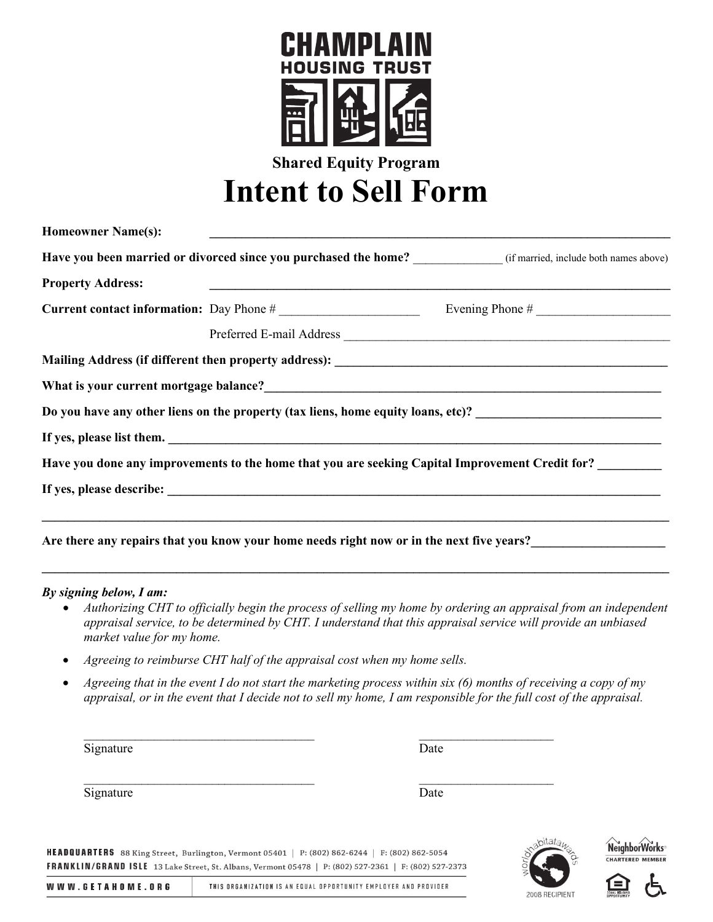# CHAMPLAIN HOUSING TRUST

**Shared Equity Program**

# Intent to Sell Form

**Homeowner Name(s):** ______________________________________________________________

**Have you been married or divorced since you purchased the home?** ______________ (if married, include both names above)

**Property Address:** ______________________________________________________________

**Current contact information:** Day Phone # _____________________ Evening Phone # _____________________

Preferred E-mail Address ___________________________________________________

**Mailing Address (if different then property address):** ___________________________________________________

**What is your current mortgage balance?** ___________________________________________________________

**Do you have any other liens on the property (tax liens, home equity loans, etc)?** ____________________________

**If yes, please list them.** ___________________________________________________________________________

**Have you done any improvements to the home that you are seeking Capital Improvement Credit for?** _________

**If yes, please describe:** ___________________________________________________________________________

_______________________________________________________________________________________________

**Are there any repairs that you know your home needs right now or in the next five years?** ____________________

_______________________________________________________________________________________________

***By signing below, I am:***

- *Authorizing CHT to officially begin the process of selling my home by ordering an appraisal from an independent appraisal service, to be determined by CHT. I understand that this appraisal service will provide an unbiased market value for my home.*
- *Agreeing to reimburse CHT half of the appraisal cost when my home sells.*
- *Agreeing that in the event I do not start the marketing process within six (6) months of receiving a copy of my appraisal, or in the event that I decide not to sell my home, I am responsible for the full cost of the appraisal.*

_____________________________________ _____________________
Signature Date

_____________________________________ _____________________
Signature Date

**HEADQUARTERS** 88 King Street, Burlington, Vermont 05401 | P: (802) 862-6244 | F: (802) 862-5054
**FRANKLIN/GRAND ISLE** 13 Lake Street, St. Albans, Vermont 05478 | P: (802) 527-2361 | F: (802) 527-2373

WWW.GETAHOME.ORG | THIS ORGANIZATION IS AN EQUAL OPPORTUNITY EMPLOYER AND PROVIDER

worldhabitatawards 2008 RECIPIENT

NeighborWorks® CHARTERED MEMBER